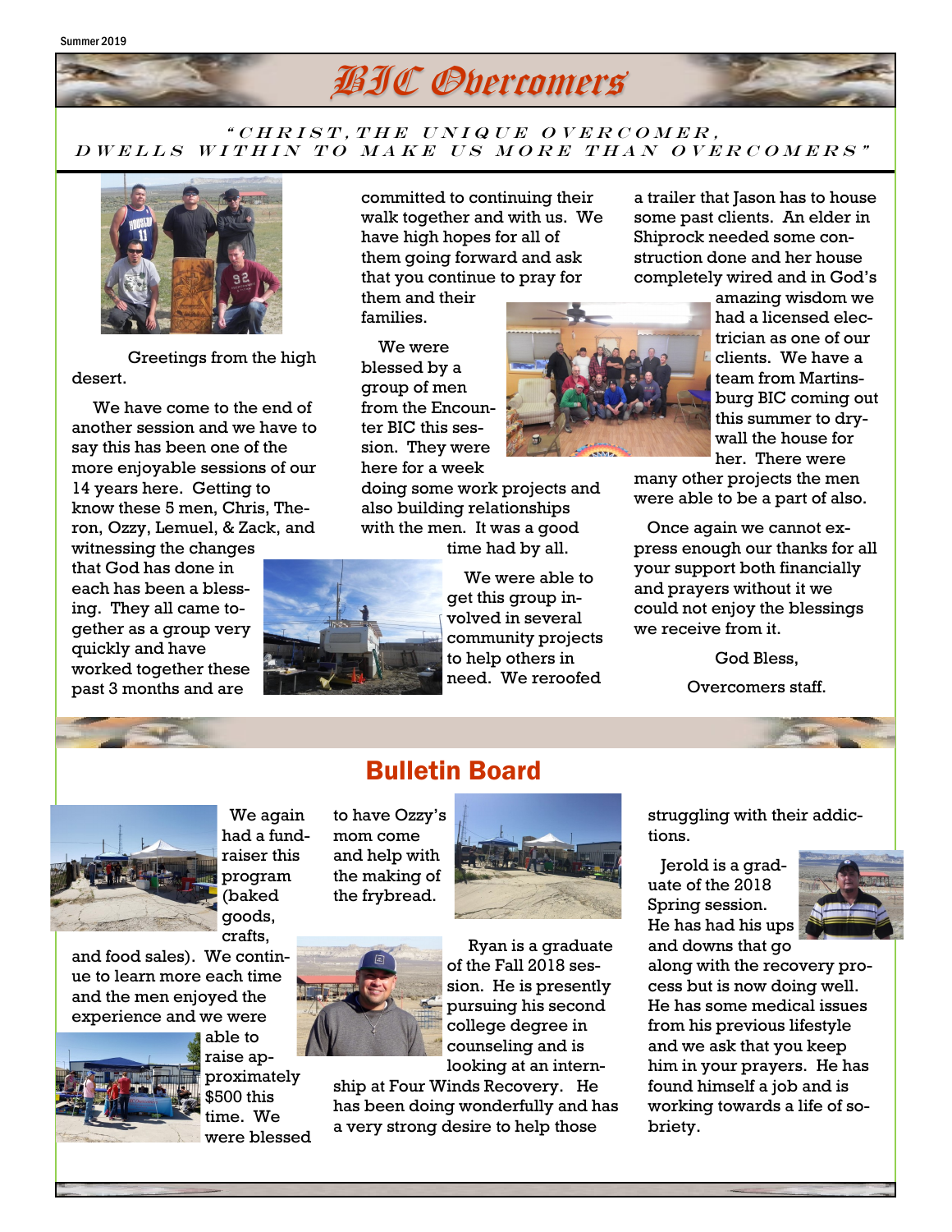# BIC Overcomers

*"CHRIST, THE UNIQUE OVERCOMER, DWELLS WITHIN TO MAKE US MORE THAN OVERCOMERS"*

Greetings from the high desert.

We have come to the end of another session and we have to say this has been one of the more enjoyable sessions of our 14 years here. Getting to know these 5 men, Chris, Theron, Ozzy, Lemuel, & Zack, and witnessing the changes that God has done in each has been a blessing. They all came together as a group very quickly and have worked together these past 3 months and are committed to continuing their walk together and with us. We have high hopes for all of them going forward and ask that you continue to pray for them and their families.

We were blessed by a group of men from the Encounter BIC this session. They were here for a week doing some work projects and also building relationships with the men. It was a good time had by all.

We were able to get this group involved in several community projects to help others in need. We reroofed a trailer that Jason has to house some past clients. An elder in Shiprock needed some construction done and her house completely wired and in God's amazing wisdom we had a licensed electrician as one of our clients. We have a team from Martinsburg BIC coming out this summer to drywall the house for her. There were many other projects the men were able to be a part of also.

Once again we cannot express enough our thanks for all your support both financially and prayers without it we could not enjoy the blessings we receive from it.

God Bless,

Overcomers staff.

## Bulletin Board

We again had a fundraiser this program (baked goods, crafts, and food sales). We continue to learn more each time and the men enjoyed the experience and we were able to raise approximately $500 this time. We were blessed to have Ozzy's mom come and help with the making of the frybread.

Ryan is a graduate of the Fall 2018 session. He is presently pursuing his second college degree in counseling and is looking at an internship at Four Winds Recovery. He has been doing wonderfully and has a very strong desire to help those struggling with their addictions.

Jerold is a graduate of the 2018 Spring session. He has had his ups and downs that go along with the recovery process but is now doing well. He has some medical issues from his previous lifestyle and we ask that you keep him in your prayers. He has found himself a job and is working towards a life of sobriety.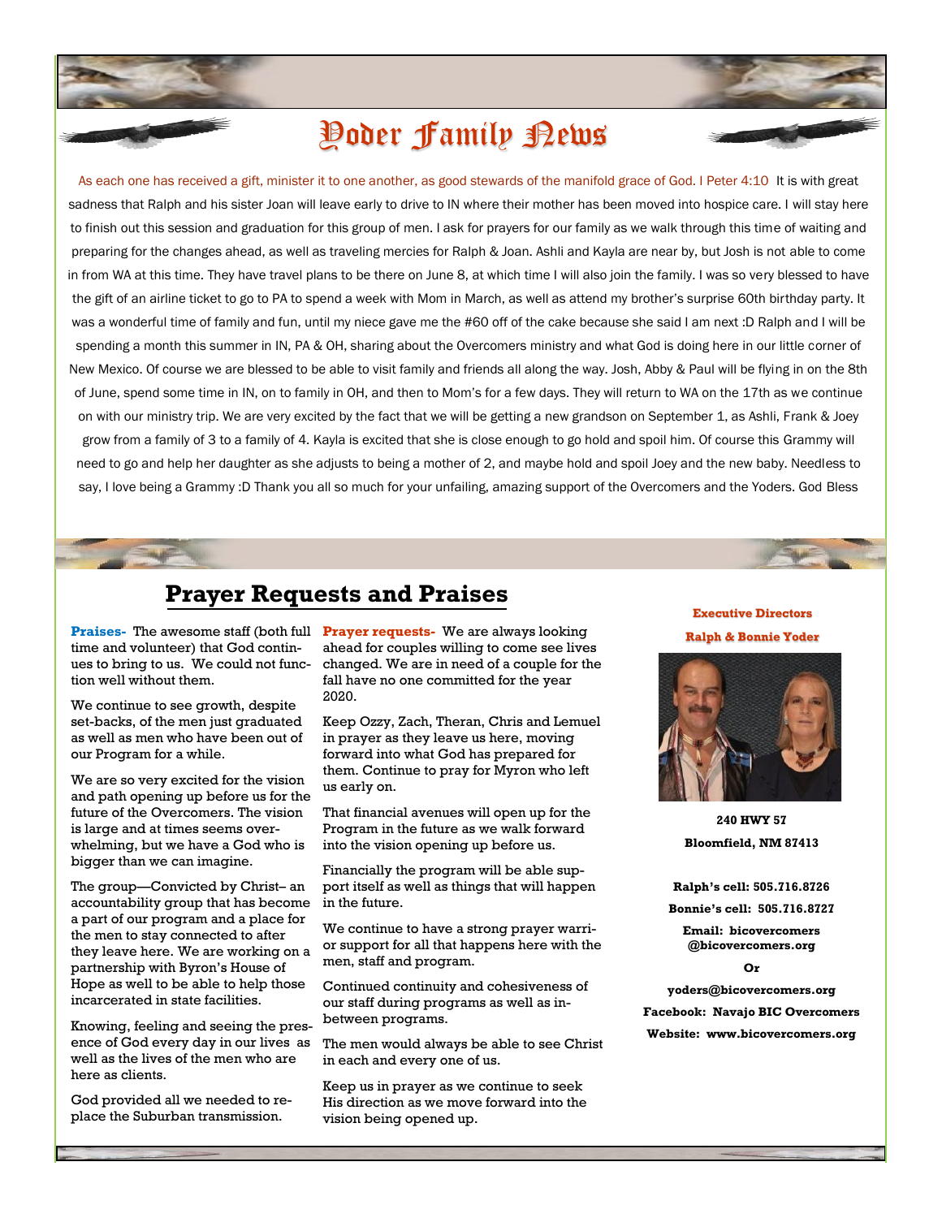# Yoder Family News

As each one has received a gift, minister it to one another, as good stewards of the manifold grace of God. I Peter 4:10 It is with great sadness that Ralph and his sister Joan will leave early to drive to IN where their mother has been moved into hospice care. I will stay here to finish out this session and graduation for this group of men. I ask for prayers for our family as we walk through this time of waiting and preparing for the changes ahead, as well as traveling mercies for Ralph & Joan. Ashli and Kayla are near by, but Josh is not able to come in from WA at this time. They have travel plans to be there on June 8, at which time I will also join the family. I was so very blessed to have the gift of an airline ticket to go to PA to spend a week with Mom in March, as well as attend my brother's surprise 60th birthday party. It was a wonderful time of family and fun, until my niece gave me the #60 off of the cake because she said I am next :D Ralph and I will be spending a month this summer in IN, PA & OH, sharing about the Overcomers ministry and what God is doing here in our little corner of New Mexico. Of course we are blessed to be able to visit family and friends all along the way. Josh, Abby & Paul will be flying in on the 8th of June, spend some time in IN, on to family in OH, and then to Mom's for a few days. They will return to WA on the 17th as we continue on with our ministry trip. We are very excited by the fact that we will be getting a new grandson on September 1, as Ashli, Frank & Joey grow from a family of 3 to a family of 4. Kayla is excited that she is close enough to go hold and spoil him. Of course this Grammy will need to go and help her daughter as she adjusts to being a mother of 2, and maybe hold and spoil Joey and the new baby. Needless to say, I love being a Grammy :D Thank you all so much for your unfailing, amazing support of the Overcomers and the Yoders. God Bless

## Prayer Requests and Praises

**Praises-** The awesome staff (both full time and volunteer) that God continues to bring to us. We could not function well without them.

We continue to see growth, despite set-backs, of the men just graduated as well as men who have been out of our Program for a while.

We are so very excited for the vision and path opening up before us for the future of the Overcomers. The vision is large and at times seems overwhelming, but we have a God who is bigger than we can imagine.

The group—Convicted by Christ– an accountability group that has become a part of our program and a place for the men to stay connected to after they leave here. We are working on a partnership with Byron's House of Hope as well to be able to help those incarcerated in state facilities.

Knowing, feeling and seeing the presence of God every day in our lives as well as the lives of the men who are here as clients.

God provided all we needed to replace the Suburban transmission.

**Prayer requests-** We are always looking ahead for couples willing to come see lives changed. We are in need of a couple for the fall have no one committed for the year 2020.

Keep Ozzy, Zach, Theran, Chris and Lemuel in prayer as they leave us here, moving forward into what God has prepared for them. Continue to pray for Myron who left us early on.

That financial avenues will open up for the Program in the future as we walk forward into the vision opening up before us.

Financially the program will be able support itself as well as things that will happen in the future.

We continue to have a strong prayer warrior support for all that happens here with the men, staff and program.

Continued continuity and cohesiveness of our staff during programs as well as in-between programs.

The men would always be able to see Christ in each and every one of us.

Keep us in prayer as we continue to seek His direction as we move forward into the vision being opened up.

**Executive Directors**

**Ralph & Bonnie Yoder**

**240 HWY 57**

**Bloomfield, NM 87413**

**Ralph's cell: 505.716.8726**

**Bonnie's cell: 505.716.8727**

**Email: bicovercomers@bicovercomers.org**

**Or**

**yoders@bicovercomers.org**

**Facebook: Navajo BIC Overcomers**

**Website: www.bicovercomers.org**